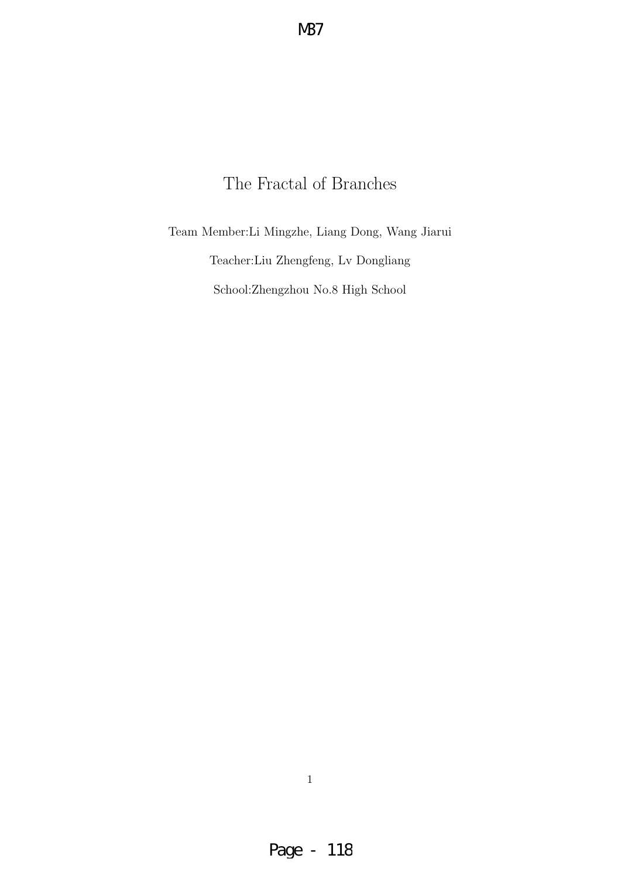# The Fractal of Branches

Team Member:Li Mingzhe, Liang Dong, Wang Jiarui

Teacher:Liu Zhengfeng, Lv Dongliang

School:Zhengzhou No.8 High School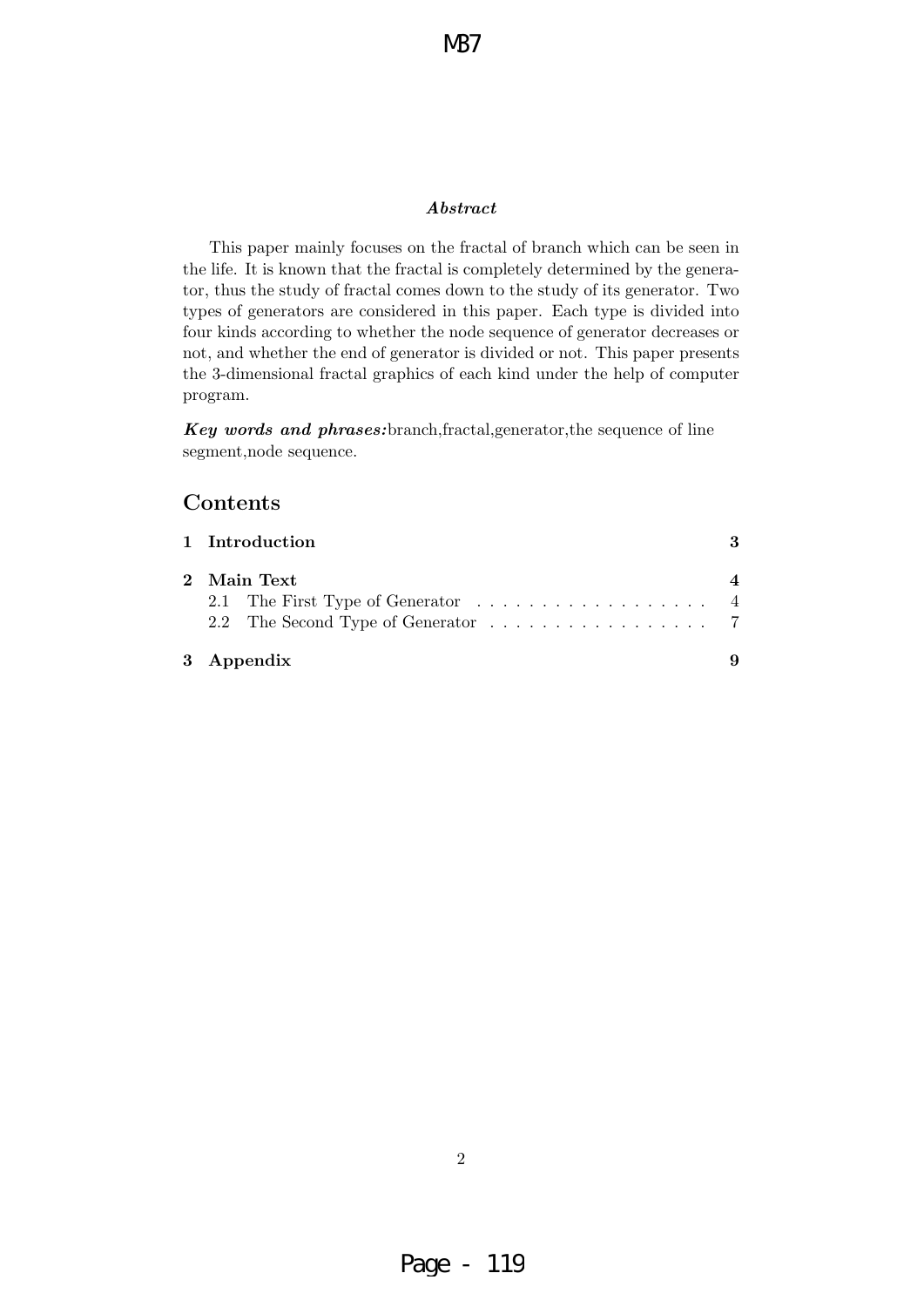***Abstract***

This paper mainly focuses on the fractal of branch which can be seen in the life. It is known that the fractal is completely determined by the generator, thus the study of fractal comes down to the study of its generator. Two types of generators are considered in this paper. Each type is divided into four kinds according to whether the node sequence of generator decreases or not, and whether the end of generator is divided or not. This paper presents the 3-dimensional fractal graphics of each kind under the help of computer program.

***Key words and phrases:***branch,fractal,generator,the sequence of line segment,node sequence.

## Contents

| | |
|---|---|
| **1 Introduction** | **3** |
| **2 Main Text** | **4** |
| 2.1 The First Type of Generator | 4 |
| 2.2 The Second Type of Generator | 7 |
| **3 Appendix** | **9** |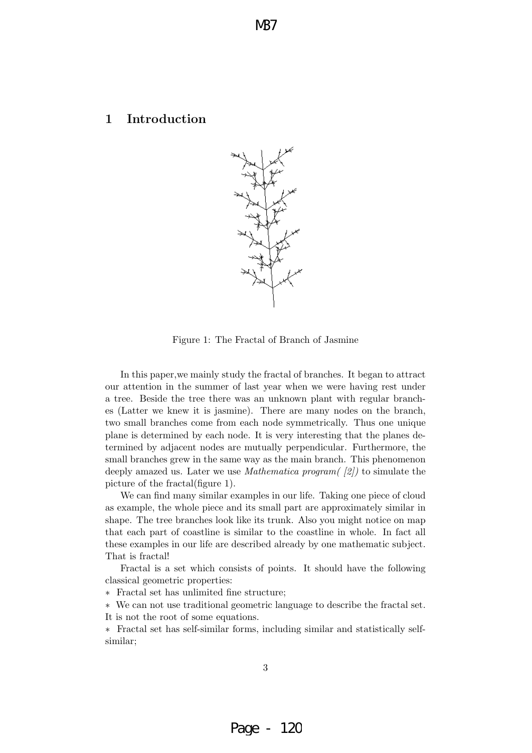# 1 Introduction

Figure 1: The Fractal of Branch of Jasmine

In this paper,we mainly study the fractal of branches. It began to attract our attention in the summer of last year when we were having rest under a tree. Beside the tree there was an unknown plant with regular branches (Latter we knew it is jasmine). There are many nodes on the branch, two small branches come from each node symmetrically. Thus one unique plane is determined by each node. It is very interesting that the planes determined by adjacent nodes are mutually perpendicular. Furthermore, the small branches grew in the same way as the main branch. This phenomenon deeply amazed us. Later we use *Mathematica program( [2])* to simulate the picture of the fractal(figure 1).

We can find many similar examples in our life. Taking one piece of cloud as example, the whole piece and its small part are approximately similar in shape. The tree branches look like its trunk. Also you might notice on map that each part of coastline is similar to the coastline in whole. In fact all these examples in our life are described already by one mathematic subject. That is fractal!

Fractal is a set which consists of points. It should have the following classical geometric properties:

∗ Fractal set has unlimited fine structure;

∗ We can not use traditional geometric language to describe the fractal set. It is not the root of some equations.

∗ Fractal set has self-similar forms, including similar and statistically self-similar;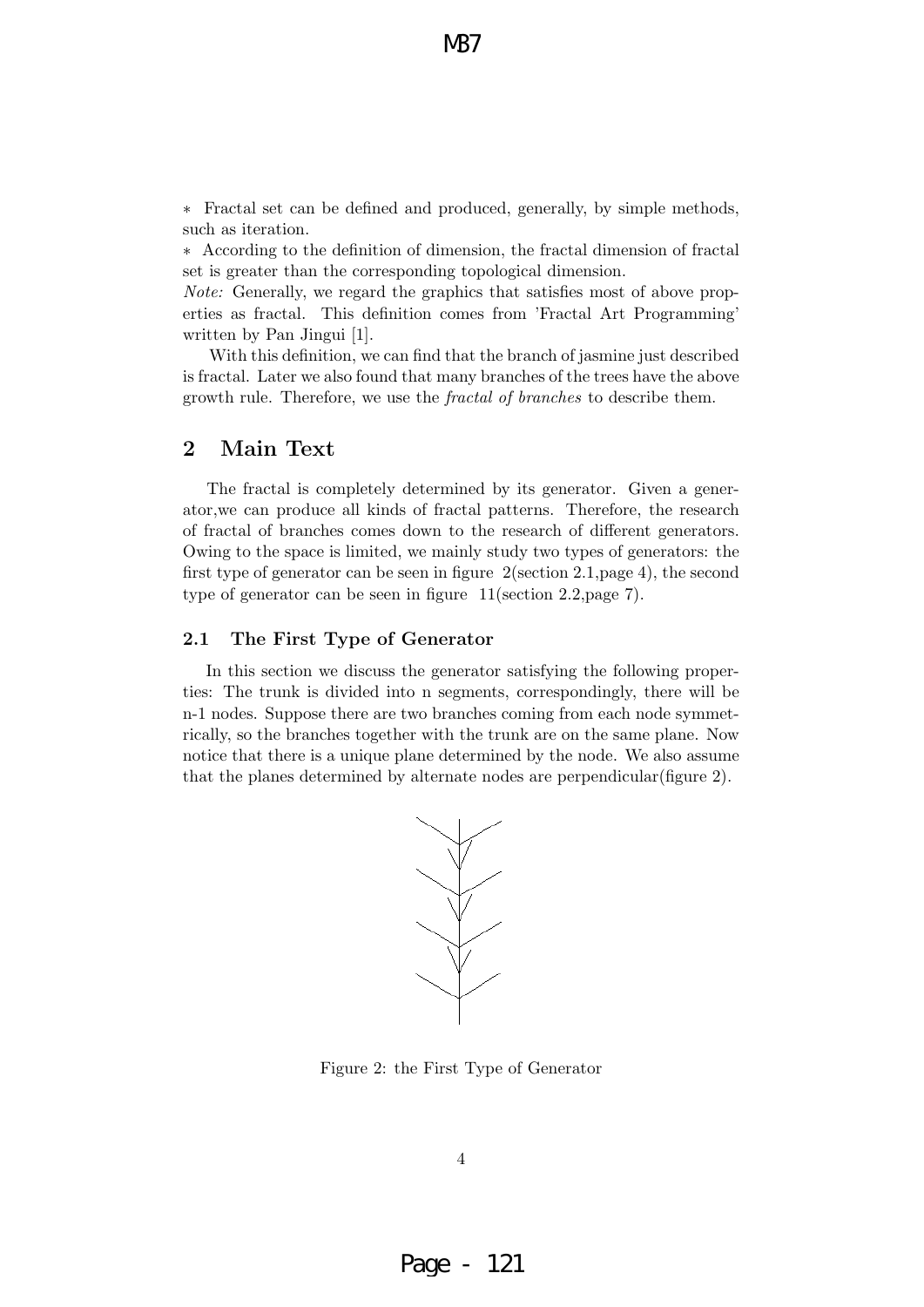∗ Fractal set can be defined and produced, generally, by simple methods, such as iteration.
∗ According to the definition of dimension, the fractal dimension of fractal set is greater than the corresponding topological dimension.
*Note:* Generally, we regard the graphics that satisfies most of above properties as fractal. This definition comes from 'Fractal Art Programming' written by Pan Jingui [1].

With this definition, we can find that the branch of jasmine just described is fractal. Later we also found that many branches of the trees have the above growth rule. Therefore, we use the *fractal of branches* to describe them.

## 2 Main Text

The fractal is completely determined by its generator. Given a generator,we can produce all kinds of fractal patterns. Therefore, the research of fractal of branches comes down to the research of different generators. Owing to the space is limited, we mainly study two types of generators: the first type of generator can be seen in figure 2(section 2.1,page 4), the second type of generator can be seen in figure 11(section 2.2,page 7).

### 2.1 The First Type of Generator

In this section we discuss the generator satisfying the following properties: The trunk is divided into n segments, correspondingly, there will be n-1 nodes. Suppose there are two branches coming from each node symmetrically, so the branches together with the trunk are on the same plane. Now notice that there is a unique plane determined by the node. We also assume that the planes determined by alternate nodes are perpendicular(figure 2).

Figure 2: the First Type of Generator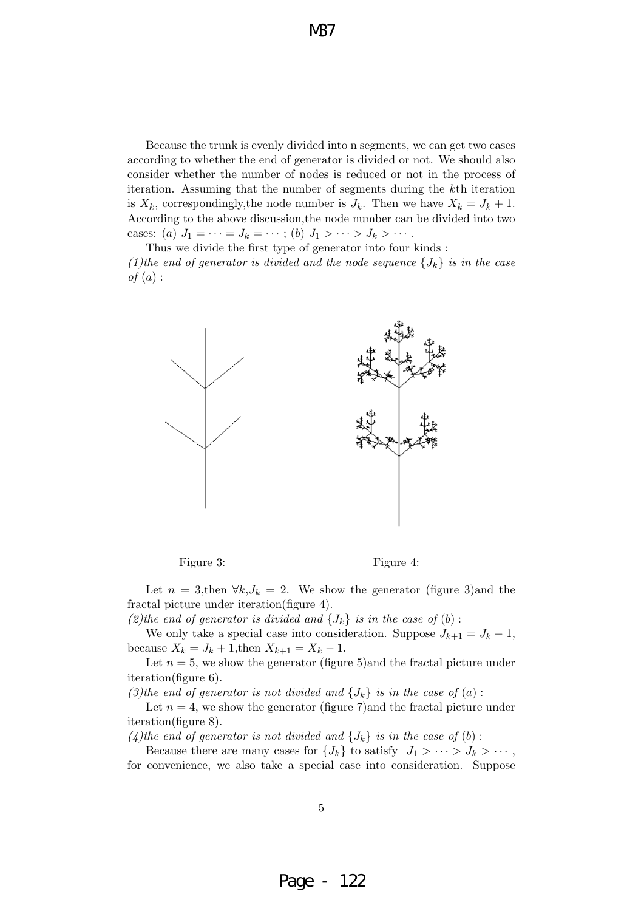Because the trunk is evenly divided into n segments, we can get two cases according to whether the end of generator is divided or not. We should also consider whether the number of nodes is reduced or not in the process of iteration. Assuming that the number of segments during the $k$th iteration is $X_k$, correspondingly,the node number is $J_k$. Then we have $X_k = J_k + 1$. According to the above discussion,the node number can be divided into two cases: $(a)$ $J_1 = \cdots = J_k = \cdots$ ; $(b)$ $J_1 > \cdots > J_k > \cdots$ .

Thus we divide the first type of generator into four kinds :

*(1)the end of generator is divided and the node sequence* $\{J_k\}$ *is in the case of* $(a)$ :

Figure 3:

Figure 4:

Let $n = 3$,then $\forall k, J_k = 2$. We show the generator (figure 3)and the fractal picture under iteration(figure 4).

*(2)the end of generator is divided and* $\{J_k\}$ *is in the case of* $(b)$ :

We only take a special case into consideration. Suppose $J_{k+1} = J_k - 1$, because $X_k = J_k + 1$,then $X_{k+1} = X_k - 1$.

Let $n = 5$, we show the generator (figure 5)and the fractal picture under iteration(figure 6).

*(3)the end of generator is not divided and* $\{J_k\}$ *is in the case of* $(a)$ :

Let $n = 4$, we show the generator (figure 7)and the fractal picture under iteration(figure 8).

*(4)the end of generator is not divided and* $\{J_k\}$ *is in the case of* $(b)$ :

Because there are many cases for $\{J_k\}$ to satisfy $J_1 > \cdots > J_k > \cdots$ , for convenience, we also take a special case into consideration. Suppose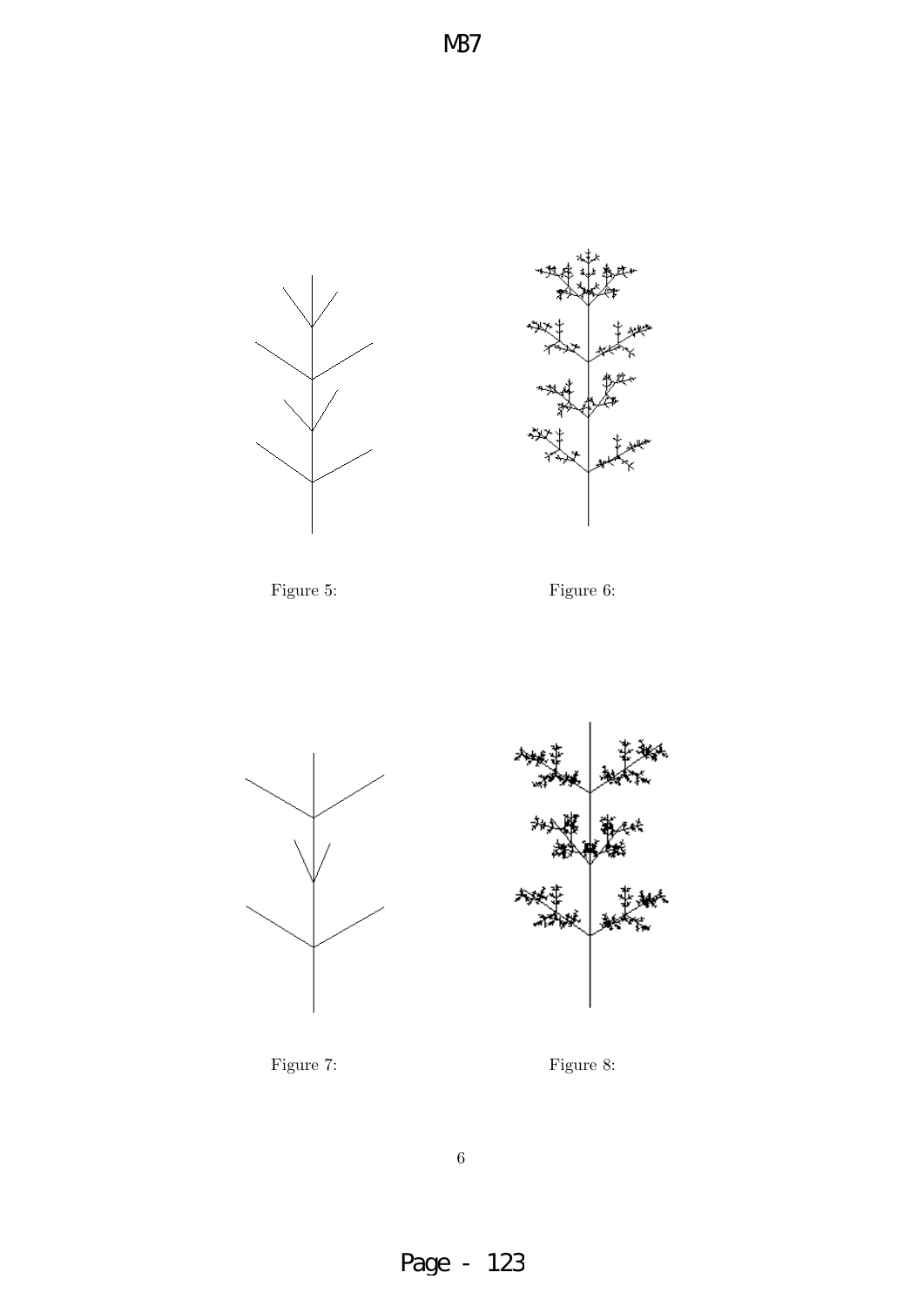Figure 5:

Figure 6:

Figure 7:

Figure 8: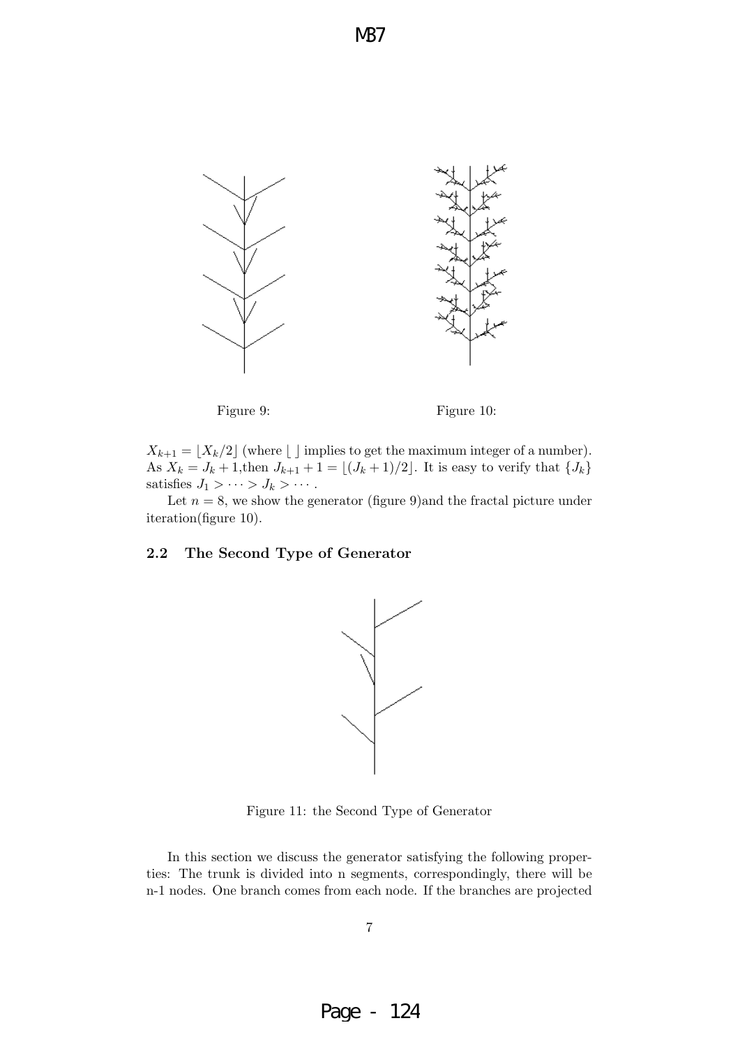Figure 9:

Figure 10:

$X_{k+1} = \lfloor X_k/2 \rfloor$ (where $\lfloor\ \rfloor$ implies to get the maximum integer of a number). As $X_k = J_k + 1$,then $J_{k+1} + 1 = \lfloor (J_k + 1)/2 \rfloor$. It is easy to verify that $\{J_k\}$ satisfies $J_1 > \cdots > J_k > \cdots$.

Let $n = 8$, we show the generator (figure 9)and the fractal picture under iteration(figure 10).

### 2.2 The Second Type of Generator

Figure 11: the Second Type of Generator

In this section we discuss the generator satisfying the following properties: The trunk is divided into n segments, correspondingly, there will be n-1 nodes. One branch comes from each node. If the branches are projected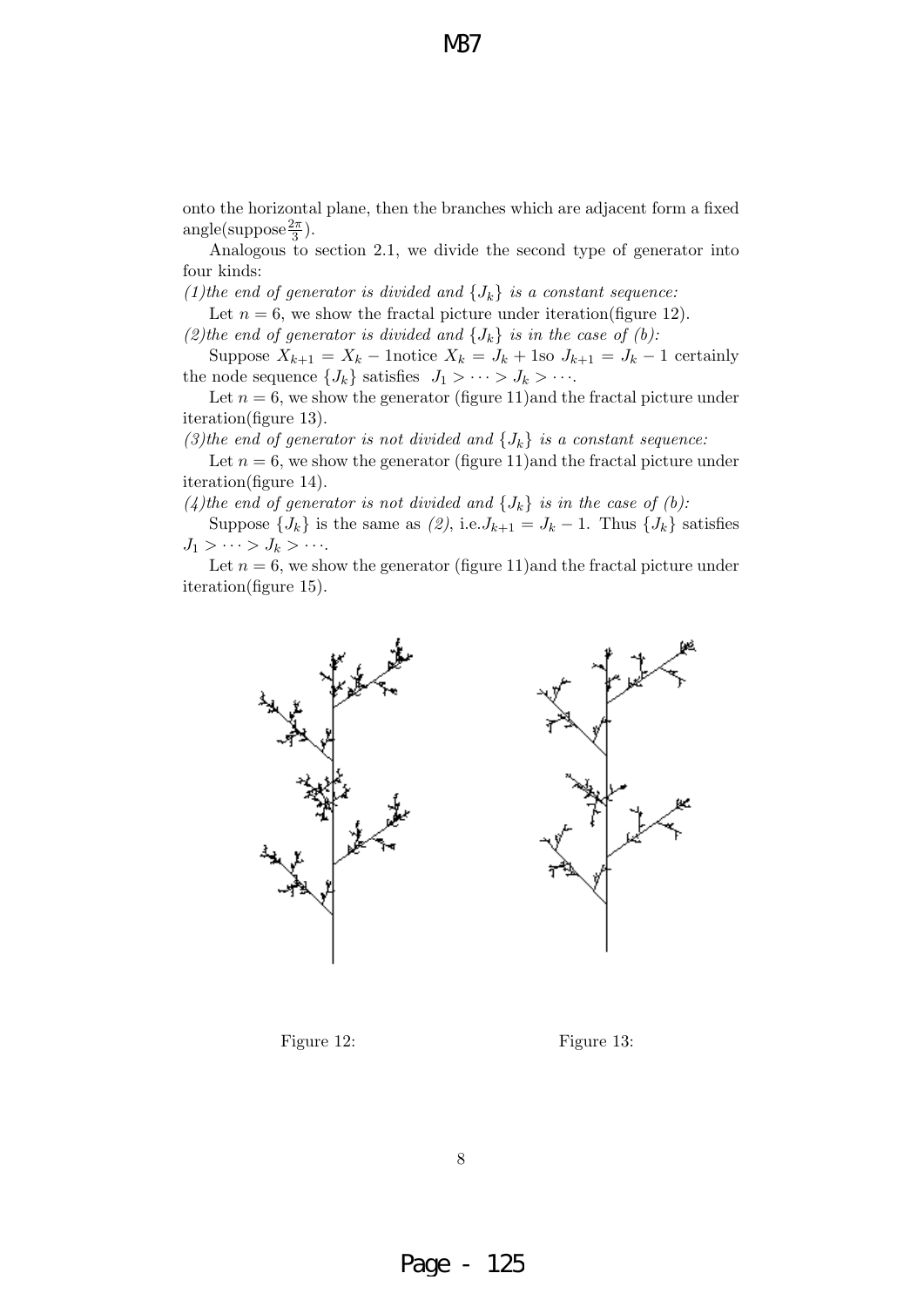onto the horizontal plane, then the branches which are adjacent form a fixed angle(suppose$\frac{2\pi}{3}$).

Analogous to section 2.1, we divide the second type of generator into four kinds:

*(1)the end of generator is divided and $\{J_k\}$ is a constant sequence:*

Let $n = 6$, we show the fractal picture under iteration(figure 12).

*(2)the end of generator is divided and $\{J_k\}$ is in the case of (b):*

Suppose $X_{k+1} = X_k - 1$notice $X_k = J_k + 1$so $J_{k+1} = J_k - 1$ certainly the node sequence $\{J_k\}$ satisfies $J_1 > \cdots > J_k > \cdots$.

Let $n = 6$, we show the generator (figure 11)and the fractal picture under iteration(figure 13).

*(3)the end of generator is not divided and $\{J_k\}$ is a constant sequence:*

Let $n = 6$, we show the generator (figure 11)and the fractal picture under iteration(figure 14).

*(4)the end of generator is not divided and $\{J_k\}$ is in the case of (b):*

Suppose $\{J_k\}$ is the same as *(2)*, i.e.$J_{k+1} = J_k - 1$. Thus $\{J_k\}$ satisfies $J_1 > \cdots > J_k > \cdots$.

Let $n = 6$, we show the generator (figure 11)and the fractal picture under iteration(figure 15).

Figure 12:

Figure 13: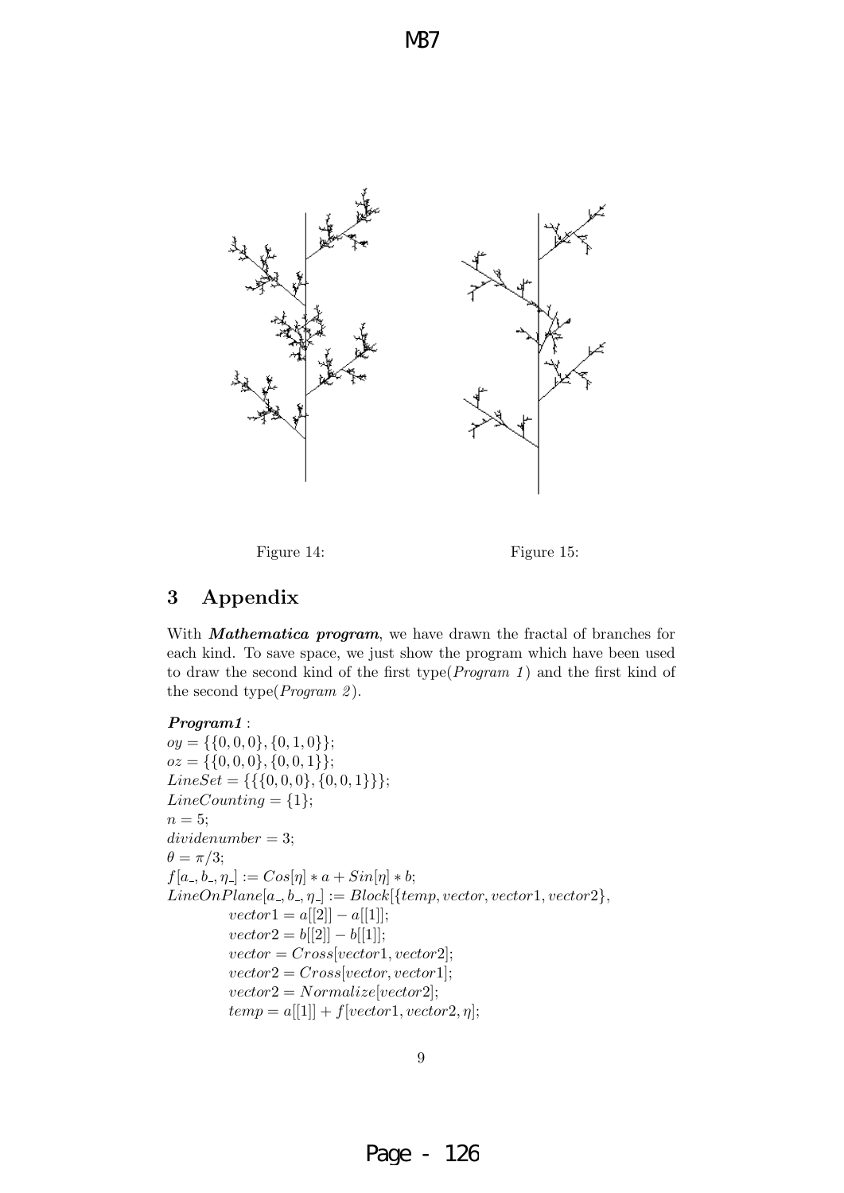Figure 14:

Figure 15:

## 3 Appendix

With ***Mathematica program***, we have drawn the fractal of branches for each kind. To save space, we just show the program which have been used to draw the second kind of the first type(*Program 1*) and the first kind of the second type(*Program 2*).

***Program1*** :

```
oy = {{0, 0, 0}, {0, 1, 0}};
oz = {{0, 0, 0}, {0, 0, 1}};
LineSet = {{{0, 0, 0}, {0, 0, 1}}};
LineCounting = {1};
n = 5;
dividenumber = 3;
θ = π/3;
f[a_, b_, η_] := Cos[η] ∗ a + Sin[η] ∗ b;
LineOnPlane[a_, b_, η_] := Block[{temp, vector, vector1, vector2},
        vector1 = a[[2]] − a[[1]];
        vector2 = b[[2]] − b[[1]];
        vector = Cross[vector1, vector2];
        vector2 = Cross[vector, vector1];
        vector2 = Normalize[vector2];
        temp = a[[1]] + f[vector1, vector2, η];
```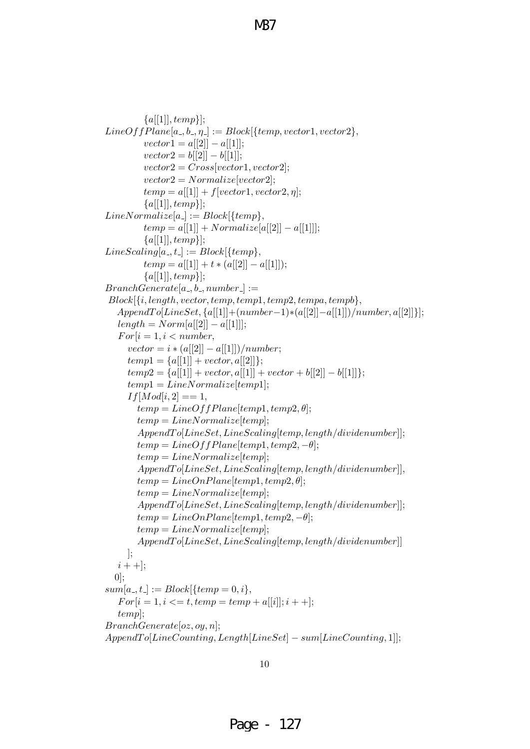```
        {a[[1]], temp}];
LineOffPlane[a_, b_, η_] := Block[{temp, vector1, vector2},
        vector1 = a[[2]] − a[[1]];
        vector2 = b[[2]] − b[[1]];
        vector2 = Cross[vector1, vector2];
        vector2 = Normalize[vector2];
        temp = a[[1]] + f[vector1, vector2, η];
        {a[[1]], temp}];
LineNormalize[a_] := Block[{temp},
        temp = a[[1]] + Normalize[a[[2]] − a[[1]]];
        {a[[1]], temp}];
LineScaling[a_, t_] := Block[{temp},
        temp = a[[1]] + t ∗ (a[[2]] − a[[1]]);
        {a[[1]], temp}];
BranchGenerate[a_, b_, number_] :=
 Block[{i, length, vector, temp, temp1, temp2, tempa, tempb},
   AppendTo[LineSet, {a[[1]]+(number−1)∗(a[[2]]−a[[1]])/number, a[[2]]}];
   length = Norm[a[[2]] − a[[1]]];
   For[i = 1, i < number,
     vector = i ∗ (a[[2]] − a[[1]])/number;
     temp1 = {a[[1]] + vector, a[[2]]};
     temp2 = {a[[1]] + vector, a[[1]] + vector + b[[2]] − b[[1]]};
     temp1 = LineNormalize[temp1];
     If[Mod[i, 2] == 1,
       temp = LineOffPlane[temp1, temp2, θ];
       temp = LineNormalize[temp];
       AppendTo[LineSet, LineScaling[temp, length/dividenumber]];
       temp = LineOffPlane[temp1, temp2, −θ];
       temp = LineNormalize[temp];
       AppendTo[LineSet, LineScaling[temp, length/dividenumber]],
       temp = LineOnPlane[temp1, temp2, θ];
       temp = LineNormalize[temp];
       AppendTo[LineSet, LineScaling[temp, length/dividenumber]];
       temp = LineOnPlane[temp1, temp2, −θ];
       temp = LineNormalize[temp];
       AppendTo[LineSet, LineScaling[temp, length/dividenumber]]
     ];
   i + +];
  0];
sum[a_, t_] := Block[{temp = 0, i},
   For[i = 1, i <= t, temp = temp + a[[i]]; i + +];
   temp];
BranchGenerate[oz, oy, n];
AppendTo[LineCounting, Length[LineSet] − sum[LineCounting, 1]];
```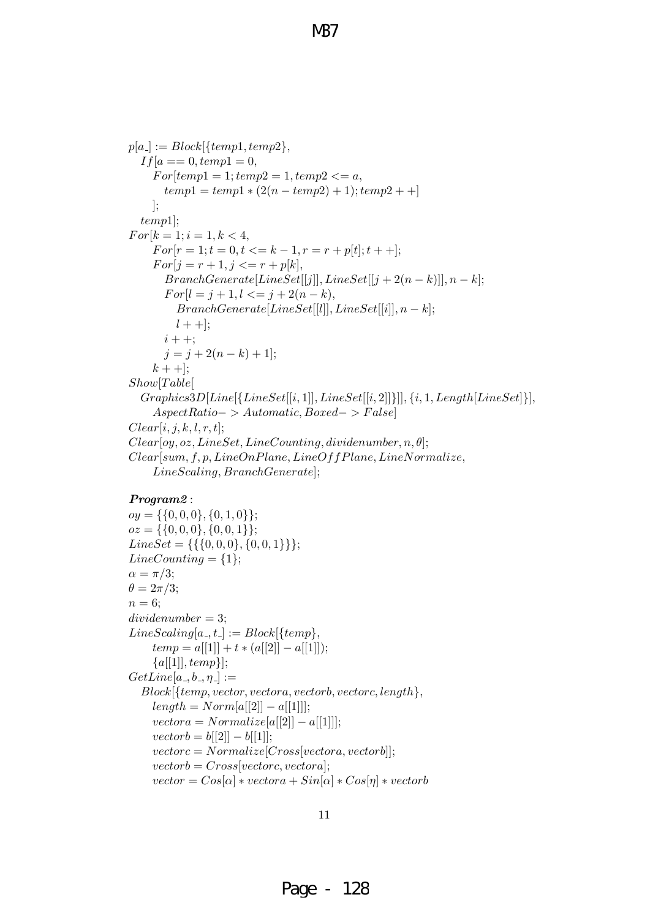```
p[a_] := Block[{temp1, temp2},
   If[a == 0, temp1 = 0,
      For[temp1 = 1; temp2 = 1, temp2 <= a,
         temp1 = temp1 * (2(n - temp2) + 1); temp2 + +]
      ];
   temp1];
For[k = 1; i = 1, k < 4,
      For[r = 1; t = 0, t <= k - 1, r = r + p[t]; t + +];
      For[j = r + 1, j <= r + p[k],
         BranchGenerate[LineSet[[j]], LineSet[[j + 2(n - k)]], n - k];
         For[l = j + 1, l <= j + 2(n - k),
            BranchGenerate[LineSet[[l]], LineSet[[i]], n - k];
            l + +];
         i + +;
         j = j + 2(n - k) + 1];
      k + +];
Show[Table[
   Graphics3D[Line[{LineSet[[i, 1]], LineSet[[i, 2]]}]], {i, 1, Length[LineSet]}],
      AspectRatio- > Automatic, Boxed- > False]
Clear[i, j, k, l, r, t];
Clear[oy, oz, LineSet, LineCounting, dividenumber, n, θ];
Clear[sum, f, p, LineOnPlane, LineOffPlane, LineNormalize,
      LineScaling, BranchGenerate];
```

***Program2*** :

```
oy = {{0, 0, 0}, {0, 1, 0}};
oz = {{0, 0, 0}, {0, 0, 1}};
LineSet = {{{0, 0, 0}, {0, 0, 1}}};
LineCounting = {1};
α = π/3;
θ = 2π/3;
n = 6;
dividenumber = 3;
LineScaling[a_, t_] := Block[{temp},
      temp = a[[1]] + t * (a[[2]] - a[[1]]);
      {a[[1]], temp}];
GetLine[a_, b_, η_] :=
   Block[{temp, vector, vectora, vectorb, vectorc, length},
      length = Norm[a[[2]] - a[[1]]];
      vectora = Normalize[a[[2]] - a[[1]]];
      vectorb = b[[2]] - b[[1]];
      vectorc = Normalize[Cross[vectora, vectorb]];
      vectorb = Cross[vectorc, vectora];
      vector = Cos[α] * vectora + Sin[α] * Cos[η] * vectorb
```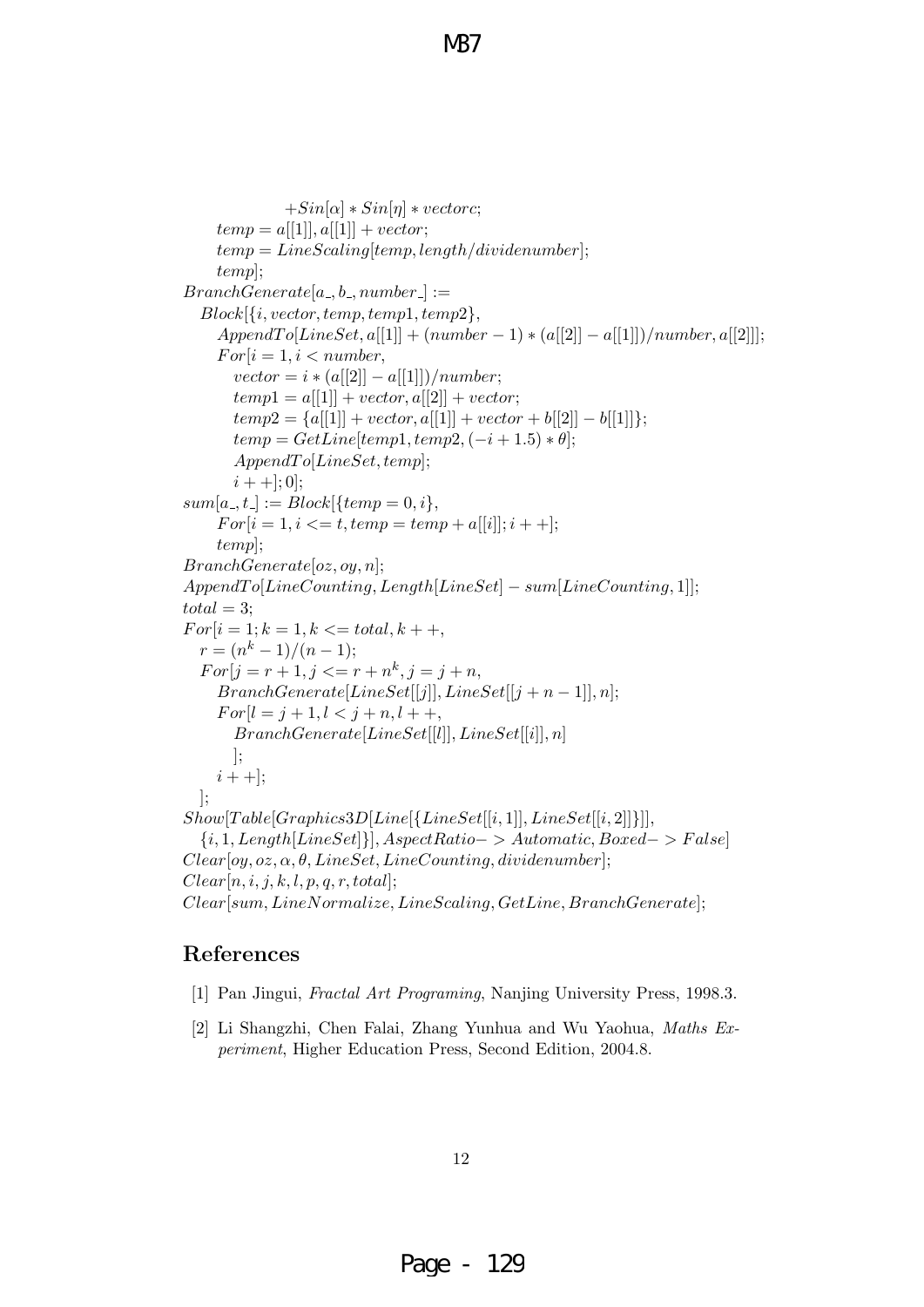```
            +Sin[α] * Sin[η] * vectorc;
    temp = a[[1]], a[[1]] + vector;
    temp = LineScaling[temp, length/dividenumber];
    temp];
BranchGenerate[a_, b_, number_] :=
  Block[{i, vector, temp, temp1, temp2},
    AppendTo[LineSet, a[[1]] + (number − 1) * (a[[2]] − a[[1]])/number, a[[2]]];
    For[i = 1, i < number,
      vector = i * (a[[2]] − a[[1]])/number;
      temp1 = a[[1]] + vector, a[[2]] + vector;
      temp2 = {a[[1]] + vector, a[[1]] + vector + b[[2]] − b[[1]]};
      temp = GetLine[temp1, temp2, (−i + 1.5) * θ];
      AppendTo[LineSet, temp];
      i ++]; 0];
sum[a_, t_] := Block[{temp = 0, i},
    For[i = 1, i <= t, temp = temp + a[[i]]; i ++];
    temp];
BranchGenerate[oz, oy, n];
AppendTo[LineCounting, Length[LineSet] − sum[LineCounting, 1]];
total = 3;
For[i = 1; k = 1, k <= total, k ++,
  r = (n^k − 1)/(n − 1);
  For[j = r + 1, j <= r + n^k, j = j + n,
    BranchGenerate[LineSet[[j]], LineSet[[j + n − 1]], n];
    For[l = j + 1, l < j + n, l ++,
      BranchGenerate[LineSet[[l]], LineSet[[i]], n]
      ];
    i ++];
  ];
Show[Table[Graphics3D[Line[{LineSet[[i, 1]], LineSet[[i, 2]]}]],
  {i, 1, Length[LineSet]}], AspectRatio− > Automatic, Boxed− > False]
Clear[oy, oz, α, θ, LineSet, LineCounting, dividenumber];
Clear[n, i, j, k, l, p, q, r, total];
Clear[sum, LineNormalize, LineScaling, GetLine, BranchGenerate];
```

## References

[1] Pan Jingui, *Fractal Art Programing*, Nanjing University Press, 1998.3.

[2] Li Shangzhi, Chen Falai, Zhang Yunhua and Wu Yaohua, *Maths Experiment*, Higher Education Press, Second Edition, 2004.8.